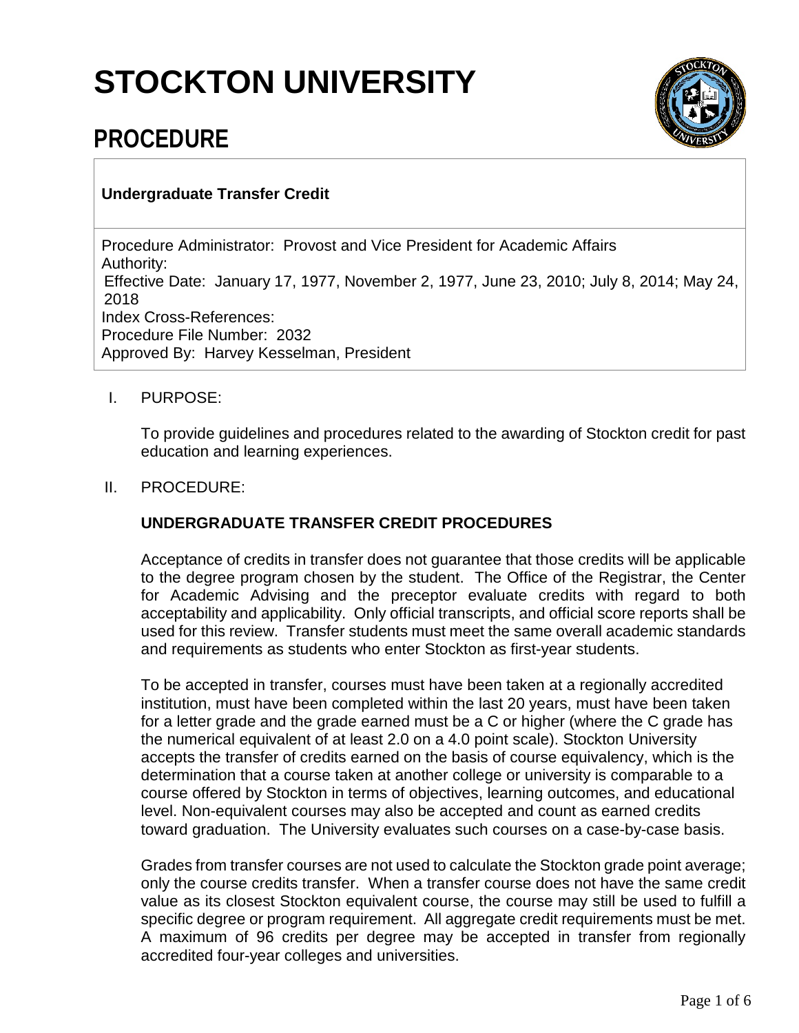# STOCKTON UNIVERSITY

## PROCEDURE

**Undergraduate Transfer Credit**

Procedure Administrator: Provost and Vice President for Academic Affairs
Authority:
Effective Date: January 17, 1977, November 2, 1977, June 23, 2010; July 8, 2014; May 24, 2018
Index Cross-References:
Procedure File Number: 2032
Approved By: Harvey Kesselman, President

I. PURPOSE:

To provide guidelines and procedures related to the awarding of Stockton credit for past education and learning experiences.

II. PROCEDURE:

**UNDERGRADUATE TRANSFER CREDIT PROCEDURES**

Acceptance of credits in transfer does not guarantee that those credits will be applicable to the degree program chosen by the student. The Office of the Registrar, the Center for Academic Advising and the preceptor evaluate credits with regard to both acceptability and applicability. Only official transcripts, and official score reports shall be used for this review. Transfer students must meet the same overall academic standards and requirements as students who enter Stockton as first-year students.

To be accepted in transfer, courses must have been taken at a regionally accredited institution, must have been completed within the last 20 years, must have been taken for a letter grade and the grade earned must be a C or higher (where the C grade has the numerical equivalent of at least 2.0 on a 4.0 point scale). Stockton University accepts the transfer of credits earned on the basis of course equivalency, which is the determination that a course taken at another college or university is comparable to a course offered by Stockton in terms of objectives, learning outcomes, and educational level. Non-equivalent courses may also be accepted and count as earned credits toward graduation. The University evaluates such courses on a case-by-case basis.

Grades from transfer courses are not used to calculate the Stockton grade point average; only the course credits transfer. When a transfer course does not have the same credit value as its closest Stockton equivalent course, the course may still be used to fulfill a specific degree or program requirement. All aggregate credit requirements must be met. A maximum of 96 credits per degree may be accepted in transfer from regionally accredited four-year colleges and universities.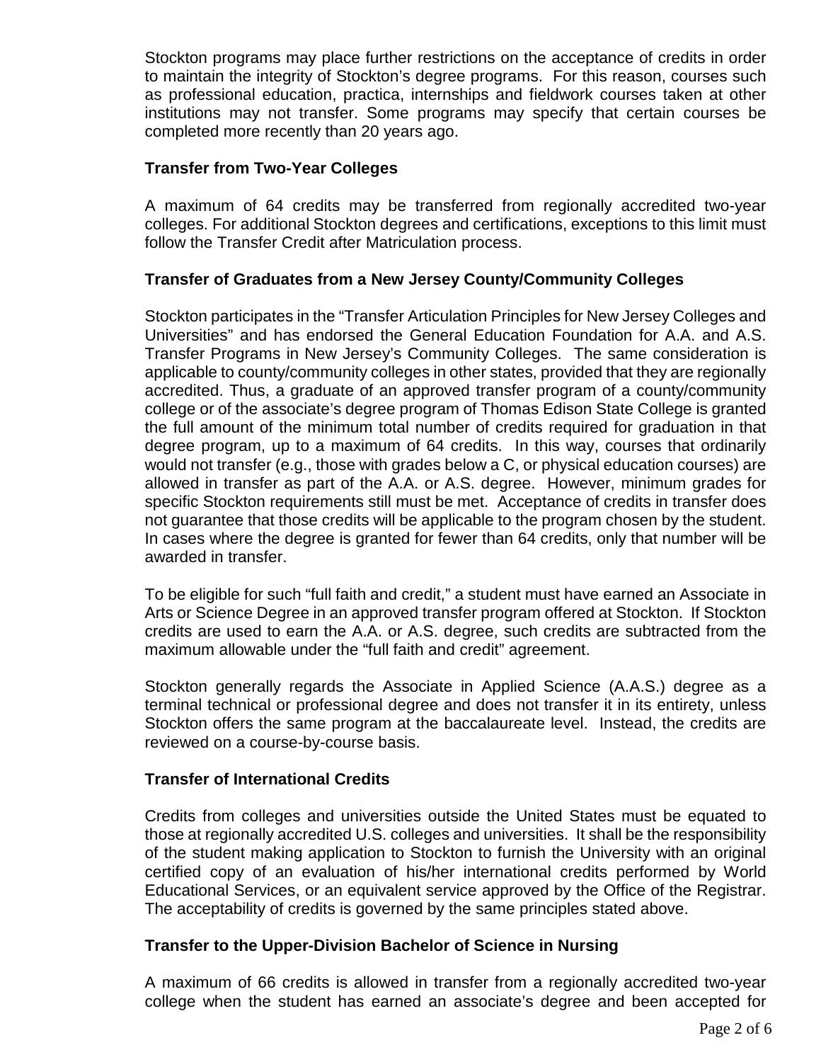Stockton programs may place further restrictions on the acceptance of credits in order to maintain the integrity of Stockton's degree programs. For this reason, courses such as professional education, practica, internships and fieldwork courses taken at other institutions may not transfer. Some programs may specify that certain courses be completed more recently than 20 years ago.

### Transfer from Two-Year Colleges

A maximum of 64 credits may be transferred from regionally accredited two-year colleges. For additional Stockton degrees and certifications, exceptions to this limit must follow the Transfer Credit after Matriculation process.

### Transfer of Graduates from a New Jersey County/Community Colleges

Stockton participates in the "Transfer Articulation Principles for New Jersey Colleges and Universities" and has endorsed the General Education Foundation for A.A. and A.S. Transfer Programs in New Jersey's Community Colleges. The same consideration is applicable to county/community colleges in other states, provided that they are regionally accredited. Thus, a graduate of an approved transfer program of a county/community college or of the associate's degree program of Thomas Edison State College is granted the full amount of the minimum total number of credits required for graduation in that degree program, up to a maximum of 64 credits. In this way, courses that ordinarily would not transfer (e.g., those with grades below a C, or physical education courses) are allowed in transfer as part of the A.A. or A.S. degree. However, minimum grades for specific Stockton requirements still must be met. Acceptance of credits in transfer does not guarantee that those credits will be applicable to the program chosen by the student. In cases where the degree is granted for fewer than 64 credits, only that number will be awarded in transfer.

To be eligible for such "full faith and credit," a student must have earned an Associate in Arts or Science Degree in an approved transfer program offered at Stockton. If Stockton credits are used to earn the A.A. or A.S. degree, such credits are subtracted from the maximum allowable under the "full faith and credit" agreement.

Stockton generally regards the Associate in Applied Science (A.A.S.) degree as a terminal technical or professional degree and does not transfer it in its entirety, unless Stockton offers the same program at the baccalaureate level. Instead, the credits are reviewed on a course-by-course basis.

### Transfer of International Credits

Credits from colleges and universities outside the United States must be equated to those at regionally accredited U.S. colleges and universities. It shall be the responsibility of the student making application to Stockton to furnish the University with an original certified copy of an evaluation of his/her international credits performed by World Educational Services, or an equivalent service approved by the Office of the Registrar. The acceptability of credits is governed by the same principles stated above.

### Transfer to the Upper-Division Bachelor of Science in Nursing

A maximum of 66 credits is allowed in transfer from a regionally accredited two-year college when the student has earned an associate's degree and been accepted for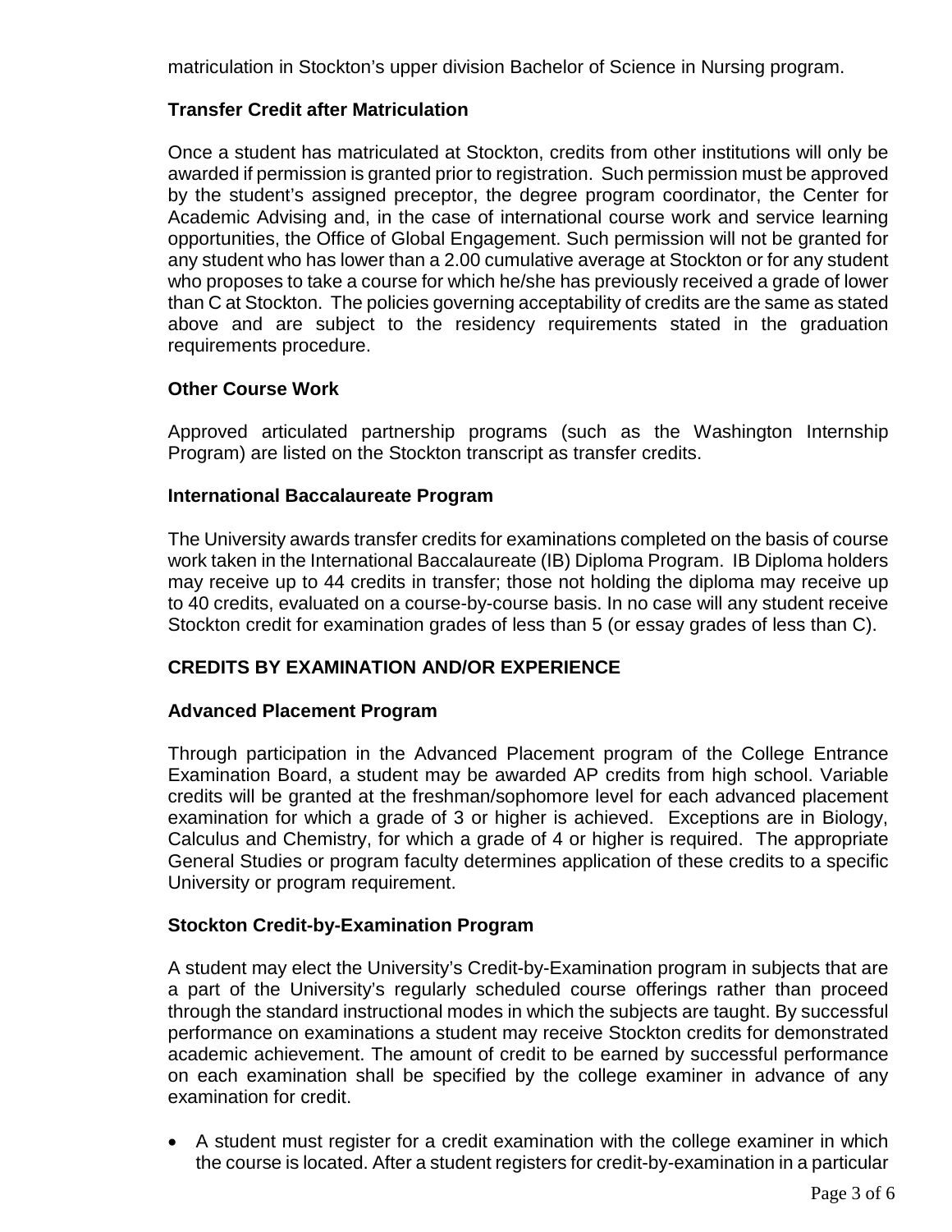matriculation in Stockton's upper division Bachelor of Science in Nursing program.

### Transfer Credit after Matriculation

Once a student has matriculated at Stockton, credits from other institutions will only be awarded if permission is granted prior to registration. Such permission must be approved by the student's assigned preceptor, the degree program coordinator, the Center for Academic Advising and, in the case of international course work and service learning opportunities, the Office of Global Engagement. Such permission will not be granted for any student who has lower than a 2.00 cumulative average at Stockton or for any student who proposes to take a course for which he/she has previously received a grade of lower than C at Stockton. The policies governing acceptability of credits are the same as stated above and are subject to the residency requirements stated in the graduation requirements procedure.

### Other Course Work

Approved articulated partnership programs (such as the Washington Internship Program) are listed on the Stockton transcript as transfer credits.

### International Baccalaureate Program

The University awards transfer credits for examinations completed on the basis of course work taken in the International Baccalaureate (IB) Diploma Program. IB Diploma holders may receive up to 44 credits in transfer; those not holding the diploma may receive up to 40 credits, evaluated on a course-by-course basis. In no case will any student receive Stockton credit for examination grades of less than 5 (or essay grades of less than C).

## CREDITS BY EXAMINATION AND/OR EXPERIENCE

### Advanced Placement Program

Through participation in the Advanced Placement program of the College Entrance Examination Board, a student may be awarded AP credits from high school. Variable credits will be granted at the freshman/sophomore level for each advanced placement examination for which a grade of 3 or higher is achieved. Exceptions are in Biology, Calculus and Chemistry, for which a grade of 4 or higher is required. The appropriate General Studies or program faculty determines application of these credits to a specific University or program requirement.

### Stockton Credit-by-Examination Program

A student may elect the University's Credit-by-Examination program in subjects that are a part of the University's regularly scheduled course offerings rather than proceed through the standard instructional modes in which the subjects are taught. By successful performance on examinations a student may receive Stockton credits for demonstrated academic achievement. The amount of credit to be earned by successful performance on each examination shall be specified by the college examiner in advance of any examination for credit.

- A student must register for a credit examination with the college examiner in which the course is located. After a student registers for credit-by-examination in a particular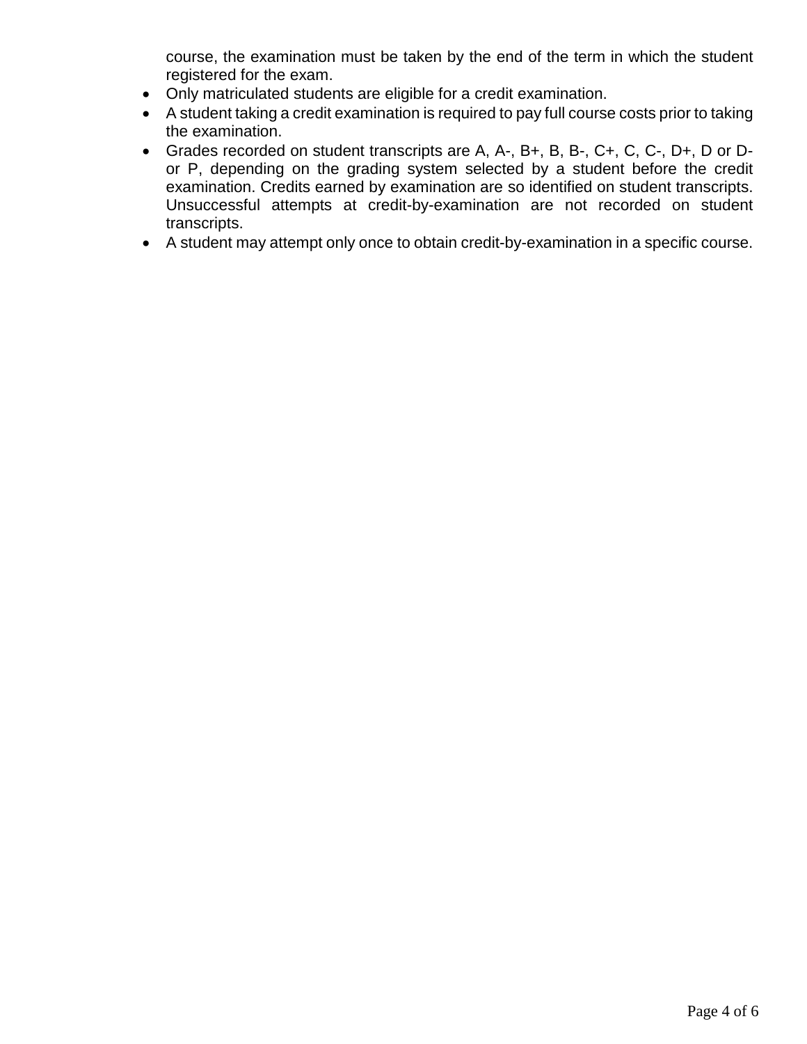course, the examination must be taken by the end of the term in which the student registered for the exam.

- Only matriculated students are eligible for a credit examination.
- A student taking a credit examination is required to pay full course costs prior to taking the examination.
- Grades recorded on student transcripts are A, A-, B+, B, B-, C+, C, C-, D+, D or D- or P, depending on the grading system selected by a student before the credit examination. Credits earned by examination are so identified on student transcripts. Unsuccessful attempts at credit-by-examination are not recorded on student transcripts.
- A student may attempt only once to obtain credit-by-examination in a specific course.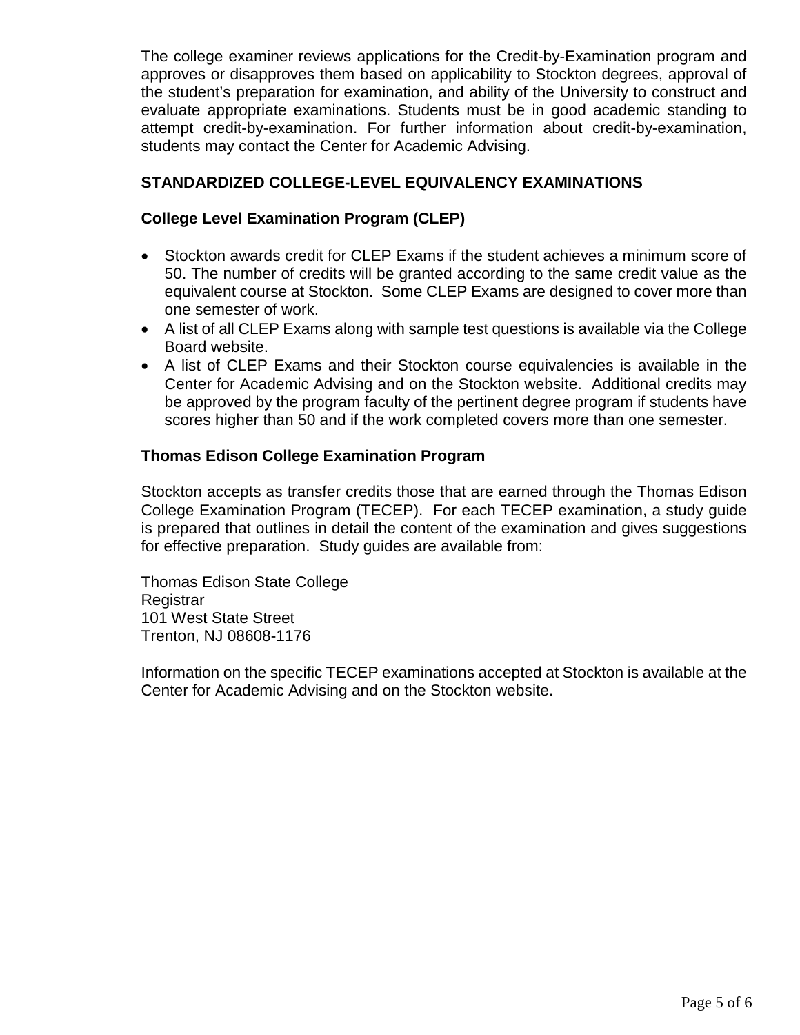The college examiner reviews applications for the Credit-by-Examination program and approves or disapproves them based on applicability to Stockton degrees, approval of the student's preparation for examination, and ability of the University to construct and evaluate appropriate examinations. Students must be in good academic standing to attempt credit-by-examination. For further information about credit-by-examination, students may contact the Center for Academic Advising.

## STANDARDIZED COLLEGE-LEVEL EQUIVALENCY EXAMINATIONS

### College Level Examination Program (CLEP)

- Stockton awards credit for CLEP Exams if the student achieves a minimum score of 50. The number of credits will be granted according to the same credit value as the equivalent course at Stockton. Some CLEP Exams are designed to cover more than one semester of work.
- A list of all CLEP Exams along with sample test questions is available via the College Board website.
- A list of CLEP Exams and their Stockton course equivalencies is available in the Center for Academic Advising and on the Stockton website. Additional credits may be approved by the program faculty of the pertinent degree program if students have scores higher than 50 and if the work completed covers more than one semester.

### Thomas Edison College Examination Program

Stockton accepts as transfer credits those that are earned through the Thomas Edison College Examination Program (TECEP). For each TECEP examination, a study guide is prepared that outlines in detail the content of the examination and gives suggestions for effective preparation. Study guides are available from:

Thomas Edison State College
Registrar
101 West State Street
Trenton, NJ 08608-1176

Information on the specific TECEP examinations accepted at Stockton is available at the Center for Academic Advising and on the Stockton website.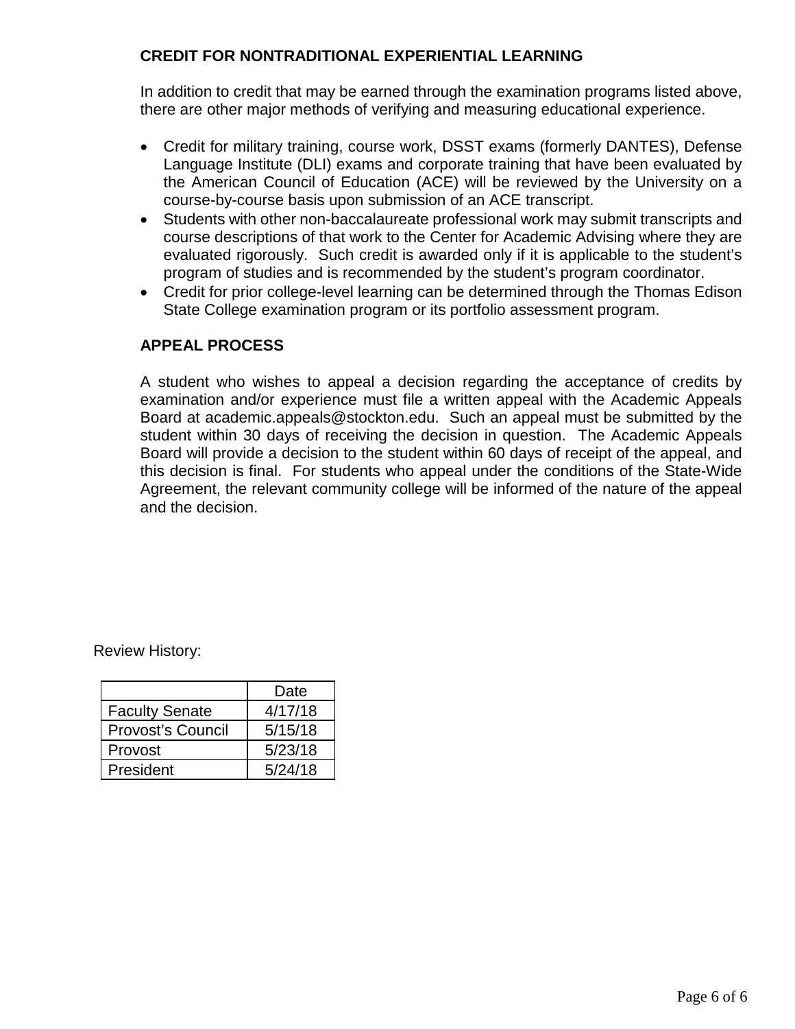## CREDIT FOR NONTRADITIONAL EXPERIENTIAL LEARNING

In addition to credit that may be earned through the examination programs listed above, there are other major methods of verifying and measuring educational experience.

- Credit for military training, course work, DSST exams (formerly DANTES), Defense Language Institute (DLI) exams and corporate training that have been evaluated by the American Council of Education (ACE) will be reviewed by the University on a course-by-course basis upon submission of an ACE transcript.
- Students with other non-baccalaureate professional work may submit transcripts and course descriptions of that work to the Center for Academic Advising where they are evaluated rigorously. Such credit is awarded only if it is applicable to the student's program of studies and is recommended by the student's program coordinator.
- Credit for prior college-level learning can be determined through the Thomas Edison State College examination program or its portfolio assessment program.

## APPEAL PROCESS

A student who wishes to appeal a decision regarding the acceptance of credits by examination and/or experience must file a written appeal with the Academic Appeals Board at academic.appeals@stockton.edu. Such an appeal must be submitted by the student within 30 days of receiving the decision in question. The Academic Appeals Board will provide a decision to the student within 60 days of receipt of the appeal, and this decision is final. For students who appeal under the conditions of the State-Wide Agreement, the relevant community college will be informed of the nature of the appeal and the decision.

Review History:

| | Date |
|---|---|
| Faculty Senate | 4/17/18 |
| Provost's Council | 5/15/18 |
| Provost | 5/23/18 |
| President | 5/24/18 |